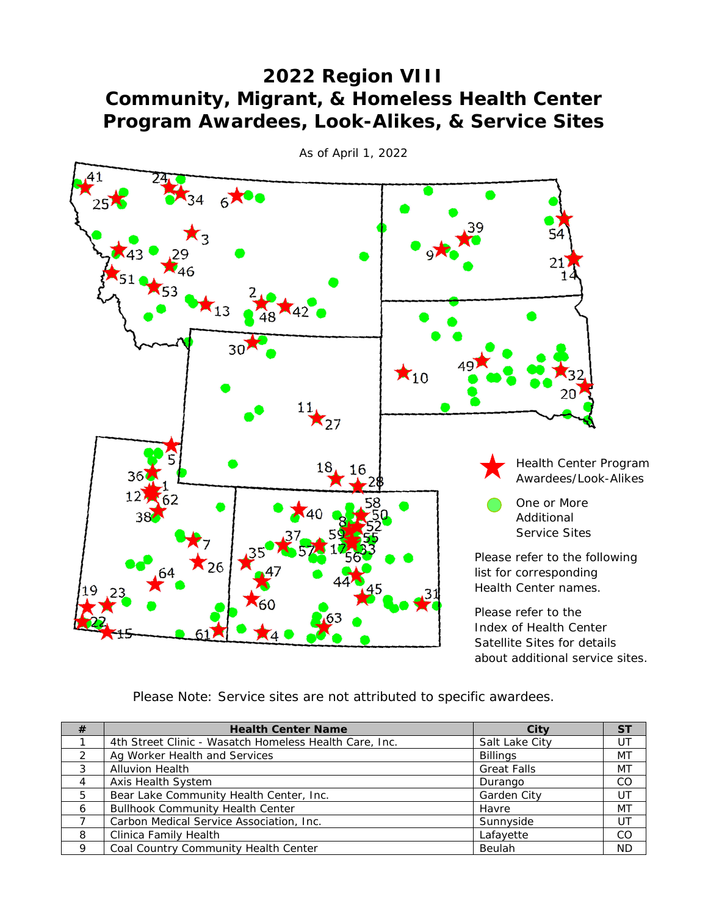# 2022 Region VIII
# Community, Migrant, & Homeless Health Center Program Awardees, Look-Alikes, & Service Sites

As of April 1, 2022

Health Center Program Awardees/Look-Alikes

One or More Additional Service Sites

Please refer to the following list for corresponding Health Center names.

Please refer to the Index of Health Center Satellite Sites for details about additional service sites.

Please Note: Service sites are not attributed to specific awardees.

| # | Health Center Name | City | ST |
|---|---|---|---|
| 1 | 4th Street Clinic - Wasatch Homeless Health Care, Inc. | Salt Lake City | UT |
| 2 | Ag Worker Health and Services | Billings | MT |
| 3 | Alluvion Health | Great Falls | MT |
| 4 | Axis Health System | Durango | CO |
| 5 | Bear Lake Community Health Center, Inc. | Garden City | UT |
| 6 | Bullhook Community Health Center | Havre | MT |
| 7 | Carbon Medical Service Association, Inc. | Sunnyside | UT |
| 8 | Clinica Family Health | Lafayette | CO |
| 9 | Coal Country Community Health Center | Beulah | ND |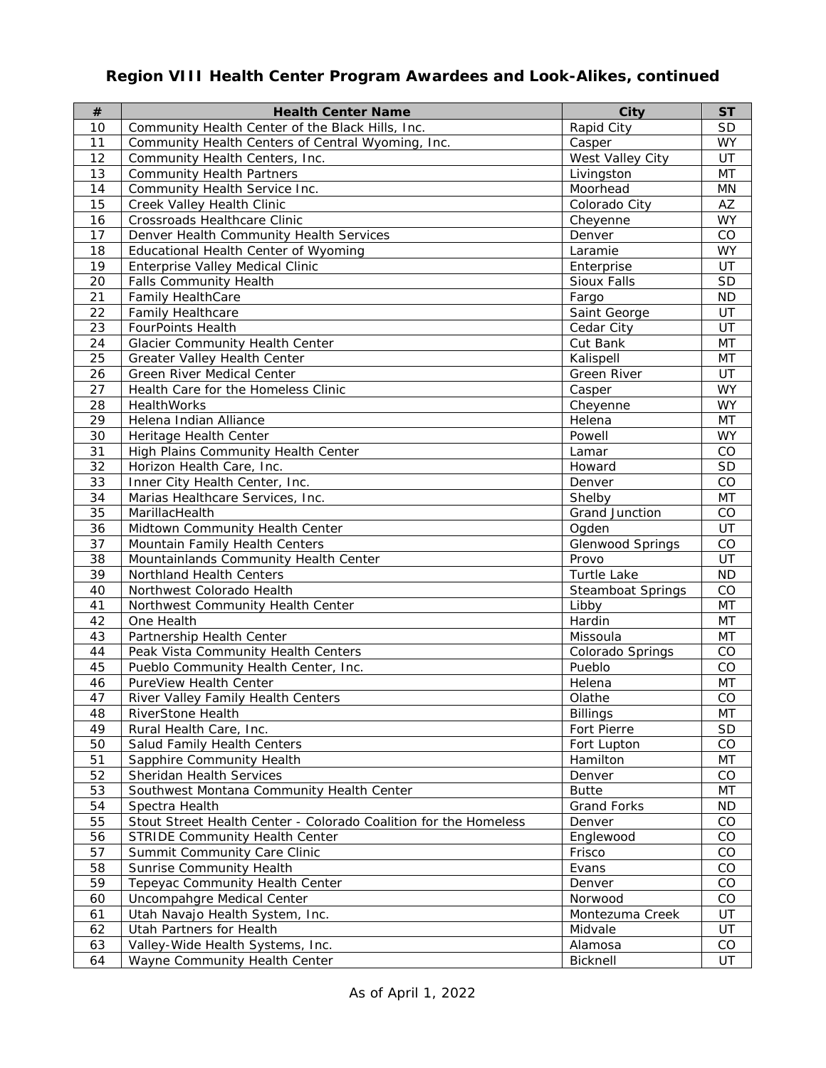# Region VIII Health Center Program Awardees and Look-Alikes, continued

| # | Health Center Name | City | ST |
|---|---|---|---|
| 10 | Community Health Center of the Black Hills, Inc. | Rapid City | SD |
| 11 | Community Health Centers of Central Wyoming, Inc. | Casper | WY |
| 12 | Community Health Centers, Inc. | West Valley City | UT |
| 13 | Community Health Partners | Livingston | MT |
| 14 | Community Health Service Inc. | Moorhead | MN |
| 15 | Creek Valley Health Clinic | Colorado City | AZ |
| 16 | Crossroads Healthcare Clinic | Cheyenne | WY |
| 17 | Denver Health Community Health Services | Denver | CO |
| 18 | Educational Health Center of Wyoming | Laramie | WY |
| 19 | Enterprise Valley Medical Clinic | Enterprise | UT |
| 20 | Falls Community Health | Sioux Falls | SD |
| 21 | Family HealthCare | Fargo | ND |
| 22 | Family Healthcare | Saint George | UT |
| 23 | FourPoints Health | Cedar City | UT |
| 24 | Glacier Community Health Center | Cut Bank | MT |
| 25 | Greater Valley Health Center | Kalispell | MT |
| 26 | Green River Medical Center | Green River | UT |
| 27 | Health Care for the Homeless Clinic | Casper | WY |
| 28 | HealthWorks | Cheyenne | WY |
| 29 | Helena Indian Alliance | Helena | MT |
| 30 | Heritage Health Center | Powell | WY |
| 31 | High Plains Community Health Center | Lamar | CO |
| 32 | Horizon Health Care, Inc. | Howard | SD |
| 33 | Inner City Health Center, Inc. | Denver | CO |
| 34 | Marias Healthcare Services, Inc. | Shelby | MT |
| 35 | MarillacHealth | Grand Junction | CO |
| 36 | Midtown Community Health Center | Ogden | UT |
| 37 | Mountain Family Health Centers | Glenwood Springs | CO |
| 38 | Mountainlands Community Health Center | Provo | UT |
| 39 | Northland Health Centers | Turtle Lake | ND |
| 40 | Northwest Colorado Health | Steamboat Springs | CO |
| 41 | Northwest Community Health Center | Libby | MT |
| 42 | One Health | Hardin | MT |
| 43 | Partnership Health Center | Missoula | MT |
| 44 | Peak Vista Community Health Centers | Colorado Springs | CO |
| 45 | Pueblo Community Health Center, Inc. | Pueblo | CO |
| 46 | PureView Health Center | Helena | MT |
| 47 | River Valley Family Health Centers | Olathe | CO |
| 48 | RiverStone Health | Billings | MT |
| 49 | Rural Health Care, Inc. | Fort Pierre | SD |
| 50 | Salud Family Health Centers | Fort Lupton | CO |
| 51 | Sapphire Community Health | Hamilton | MT |
| 52 | Sheridan Health Services | Denver | CO |
| 53 | Southwest Montana Community Health Center | Butte | MT |
| 54 | Spectra Health | Grand Forks | ND |
| 55 | Stout Street Health Center - Colorado Coalition for the Homeless | Denver | CO |
| 56 | STRIDE Community Health Center | Englewood | CO |
| 57 | Summit Community Care Clinic | Frisco | CO |
| 58 | Sunrise Community Health | Evans | CO |
| 59 | Tepeyac Community Health Center | Denver | CO |
| 60 | Uncompahgre Medical Center | Norwood | CO |
| 61 | Utah Navajo Health System, Inc. | Montezuma Creek | UT |
| 62 | Utah Partners for Health | Midvale | UT |
| 63 | Valley-Wide Health Systems, Inc. | Alamosa | CO |
| 64 | Wayne Community Health Center | Bicknell | UT |

As of April 1, 2022